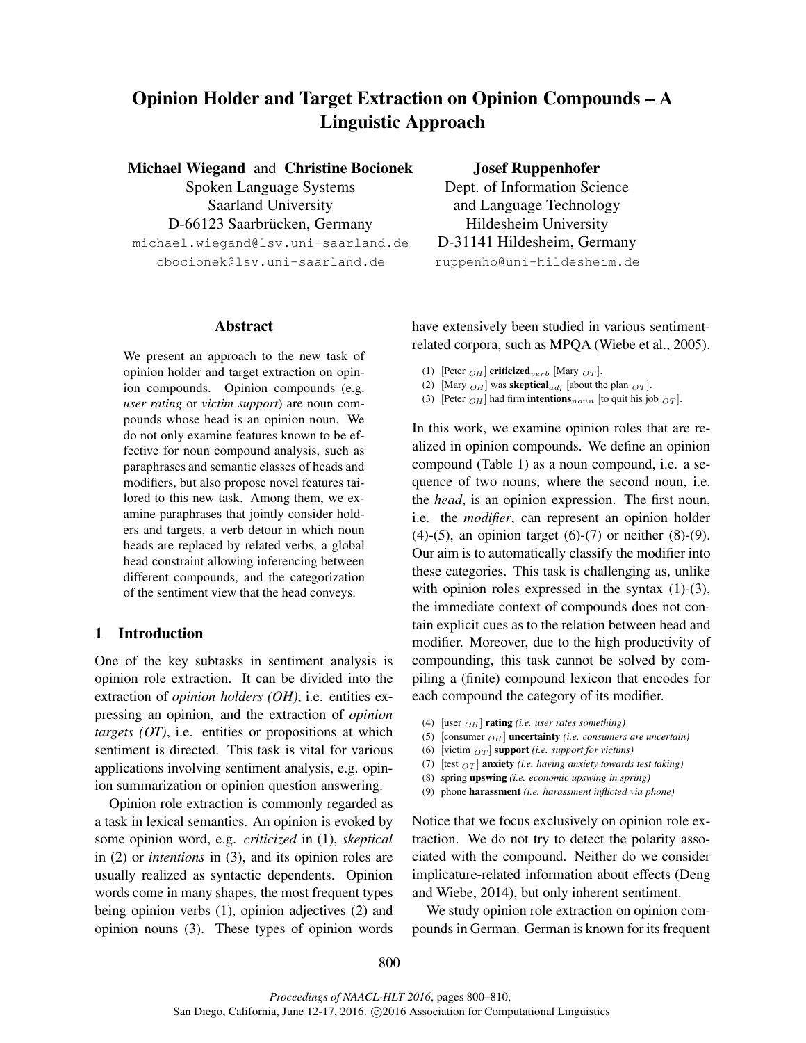# Opinion Holder and Target Extraction on Opinion Compounds – A Linguistic Approach

**Michael Wiegand** and **Christine Bocionek**
Spoken Language Systems
Saarland University
D-66123 Saarbrücken, Germany
michael.wiegand@lsv.uni-saarland.de
cbocionek@lsv.uni-saarland.de

**Josef Ruppenhofer**
Dept. of Information Science
and Language Technology
Hildesheim University
D-31141 Hildesheim, Germany
ruppenho@uni-hildesheim.de

## Abstract

We present an approach to the new task of opinion holder and target extraction on opinion compounds. Opinion compounds (e.g. *user rating* or *victim support*) are noun compounds whose head is an opinion noun. We do not only examine features known to be effective for noun compound analysis, such as paraphrases and semantic classes of heads and modifiers, but also propose novel features tailored to this new task. Among them, we examine paraphrases that jointly consider holders and targets, a verb detour in which noun heads are replaced by related verbs, a global head constraint allowing inferencing between different compounds, and the categorization of the sentiment view that the head conveys.

## 1 Introduction

One of the key subtasks in sentiment analysis is opinion role extraction. It can be divided into the extraction of *opinion holders (OH)*, i.e. entities expressing an opinion, and the extraction of *opinion targets (OT)*, i.e. entities or propositions at which sentiment is directed. This task is vital for various applications involving sentiment analysis, e.g. opinion summarization or opinion question answering.

Opinion role extraction is commonly regarded as a task in lexical semantics. An opinion is evoked by some opinion word, e.g. *criticized* in (1), *skeptical* in (2) or *intentions* in (3), and its opinion roles are usually realized as syntactic dependents. Opinion words come in many shapes, the most frequent types being opinion verbs (1), opinion adjectives (2) and opinion nouns (3). These types of opinion words have extensively been studied in various sentiment-related corpora, such as MPQA (Wiebe et al., 2005).

(1) [Peter $_{OH}$] **criticized**$_{verb}$ [Mary $_{OT}$].
(2) [Mary $_{OH}$] was **skeptical**$_{adj}$ [about the plan $_{OT}$].
(3) [Peter $_{OH}$] had firm **intentions**$_{noun}$ [to quit his job $_{OT}$].

In this work, we examine opinion roles that are realized in opinion compounds. We define an opinion compound (Table 1) as a noun compound, i.e. a sequence of two nouns, where the second noun, i.e. the *head*, is an opinion expression. The first noun, i.e. the *modifier*, can represent an opinion holder (4)-(5), an opinion target (6)-(7) or neither (8)-(9). Our aim is to automatically classify the modifier into these categories. This task is challenging as, unlike with opinion roles expressed in the syntax (1)-(3), the immediate context of compounds does not contain explicit cues as to the relation between head and modifier. Moreover, due to the high productivity of compounding, this task cannot be solved by compiling a (finite) compound lexicon that encodes for each compound the category of its modifier.

(4) [user $_{OH}$] **rating** *(i.e. user rates something)*
(5) [consumer $_{OH}$] **uncertainty** *(i.e. consumers are uncertain)*
(6) [victim $_{OT}$] **support** *(i.e. support for victims)*
(7) [test $_{OT}$] **anxiety** *(i.e. having anxiety towards test taking)*
(8) spring **upswing** *(i.e. economic upswing in spring)*
(9) phone **harassment** *(i.e. harassment inflicted via phone)*

Notice that we focus exclusively on opinion role extraction. We do not try to detect the polarity associated with the compound. Neither do we consider implicature-related information about effects (Deng and Wiebe, 2014), but only inherent sentiment.

We study opinion role extraction on opinion compounds in German. German is known for its frequent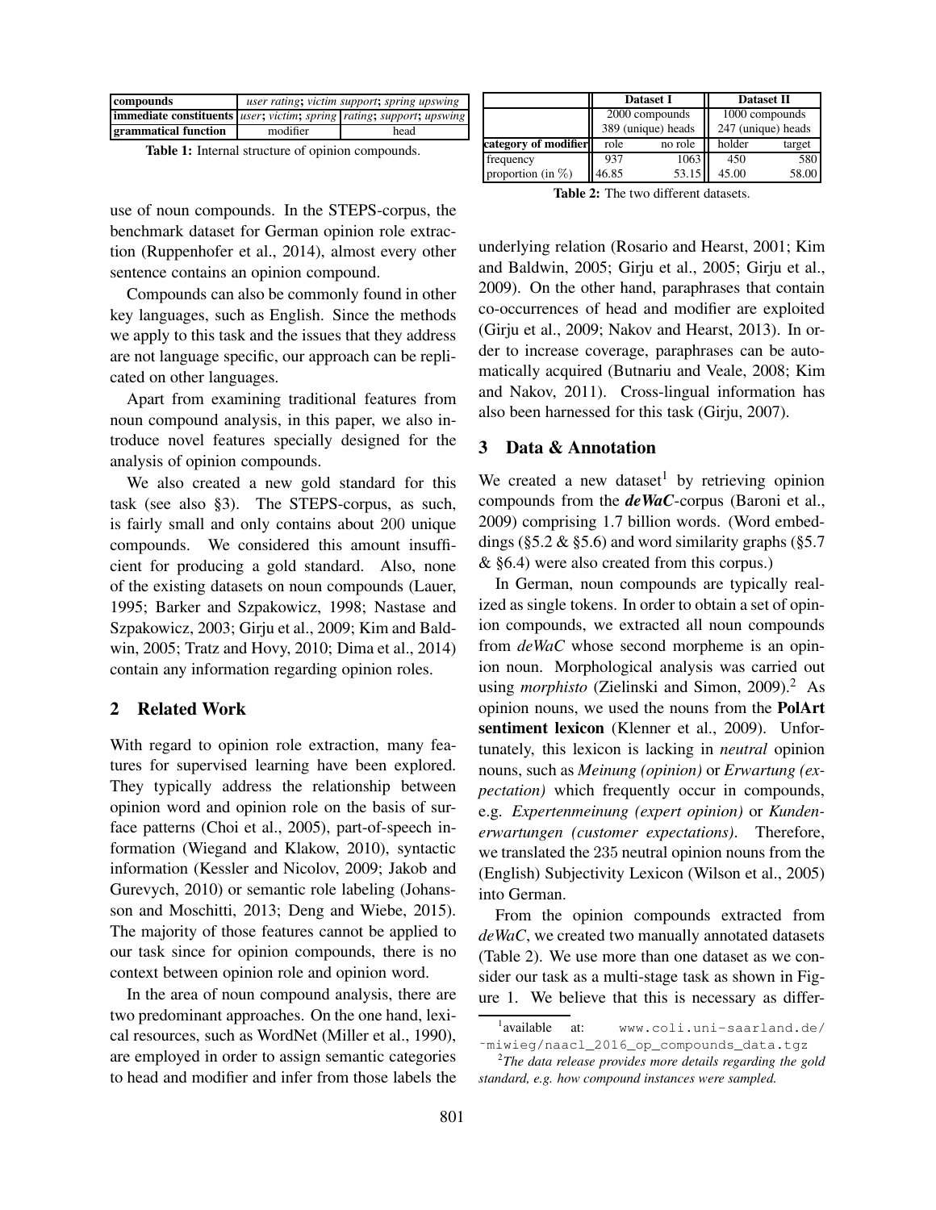| compounds | *user rating*; *victim support*; *spring upswing* | |
|---|---|---|
| **immediate constituents** | *user*; *victim*; *spring* | *rating*; *support*; *upswing* |
| **grammatical function** | modifier | head |

**Table 1:** Internal structure of opinion compounds.

use of noun compounds. In the STEPS-corpus, the benchmark dataset for German opinion role extraction (Ruppenhofer et al., 2014), almost every other sentence contains an opinion compound.

Compounds can also be commonly found in other key languages, such as English. Since the methods we apply to this task and the issues that they address are not language specific, our approach can be replicated on other languages.

Apart from examining traditional features from noun compound analysis, in this paper, we also introduce novel features specially designed for the analysis of opinion compounds.

We also created a new gold standard for this task (see also §3). The STEPS-corpus, as such, is fairly small and only contains about 200 unique compounds. We considered this amount insufficient for producing a gold standard. Also, none of the existing datasets on noun compounds (Lauer, 1995; Barker and Szpakowicz, 1998; Nastase and Szpakowicz, 2003; Girju et al., 2009; Kim and Baldwin, 2005; Tratz and Hovy, 2010; Dima et al., 2014) contain any information regarding opinion roles.

## 2 Related Work

With regard to opinion role extraction, many features for supervised learning have been explored. They typically address the relationship between opinion word and opinion role on the basis of surface patterns (Choi et al., 2005), part-of-speech information (Wiegand and Klakow, 2010), syntactic information (Kessler and Nicolov, 2009; Jakob and Gurevych, 2010) or semantic role labeling (Johansson and Moschitti, 2013; Deng and Wiebe, 2015). The majority of those features cannot be applied to our task since for opinion compounds, there is no context between opinion role and opinion word.

In the area of noun compound analysis, there are two predominant approaches. On the one hand, lexical resources, such as WordNet (Miller et al., 1990), are employed in order to assign semantic categories to head and modifier and infer from those labels the underlying relation (Rosario and Hearst, 2001; Kim and Baldwin, 2005; Girju et al., 2005; Girju et al., 2009). On the other hand, paraphrases that contain co-occurrences of head and modifier are exploited (Girju et al., 2009; Nakov and Hearst, 2013). In order to increase coverage, paraphrases can be automatically acquired (Butnariu and Veale, 2008; Kim and Nakov, 2011). Cross-lingual information has also been harnessed for this task (Girju, 2007).

| | **Dataset I** | | **Dataset II** | |
|---|---|---|---|---|
| | 2000 compounds 389 (unique) heads | | 1000 compounds 247 (unique) heads | |
| **category of modifier** | role | no role | holder | target |
| frequency | 937 | 1063 | 450 | 580 |
| proportion (in %) | 46.85 | 53.15 | 45.00 | 58.00 |

**Table 2:** The two different datasets.

## 3 Data & Annotation

We created a new dataset[1] by retrieving opinion compounds from the ***deWaC***-corpus (Baroni et al., 2009) comprising 1.7 billion words. (Word embeddings (§5.2 & §5.6) and word similarity graphs (§5.7 & §6.4) were also created from this corpus.)

In German, noun compounds are typically realized as single tokens. In order to obtain a set of opinion compounds, we extracted all noun compounds from *deWaC* whose second morpheme is an opinion noun. Morphological analysis was carried out using *morphisto* (Zielinski and Simon, 2009).[2] As opinion nouns, we used the nouns from the **PolArt sentiment lexicon** (Klenner et al., 2009). Unfortunately, this lexicon is lacking in *neutral* opinion nouns, such as *Meinung (opinion)* or *Erwartung (expectation)* which frequently occur in compounds, e.g. *Expertenmeinung (expert opinion)* or *Kundenerwartungen (customer expectations)*. Therefore, we translated the 235 neutral opinion nouns from the (English) Subjectivity Lexicon (Wilson et al., 2005) into German.

From the opinion compounds extracted from *deWaC*, we created two manually annotated datasets (Table 2). We use more than one dataset as we consider our task as a multi-stage task as shown in Figure 1. We believe that this is necessary as differ-

[1] available at: `www.coli.uni-saarland.de/~miwieg/naacl_2016_op_compounds_data.tgz`

[2] *The data release provides more details regarding the gold standard, e.g. how compound instances were sampled.*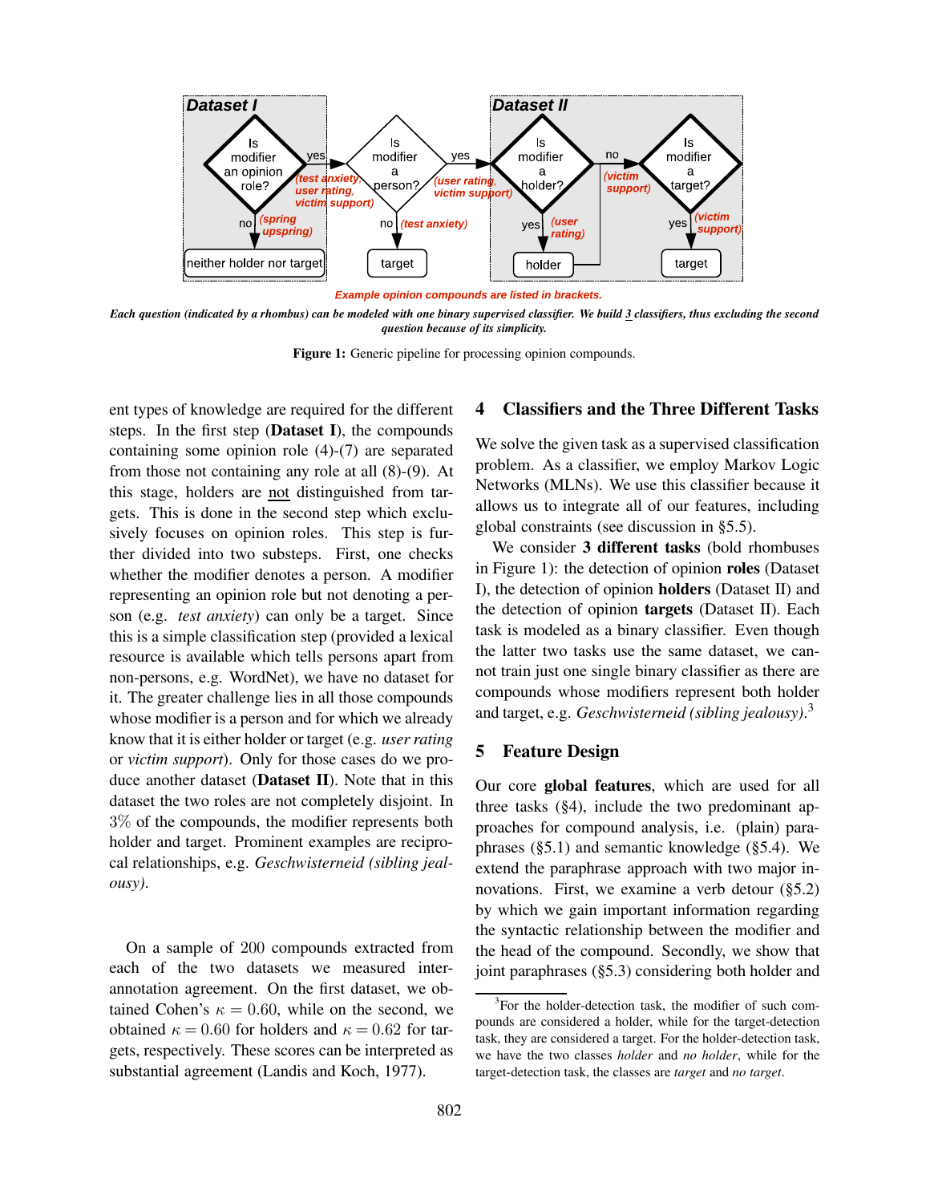Example opinion compounds are listed in brackets.

*Each question (indicated by a rhombus) can be modeled with one binary supervised classifier. We build 3 classifiers, thus excluding the second question because of its simplicity.*

**Figure 1:** Generic pipeline for processing opinion compounds.

ent types of knowledge are required for the different steps. In the first step (**Dataset I**), the compounds containing some opinion role (4)-(7) are separated from those not containing any role at all (8)-(9). At this stage, holders are not distinguished from targets. This is done in the second step which exclusively focuses on opinion roles. This step is further divided into two substeps. First, one checks whether the modifier denotes a person. A modifier representing an opinion role but not denoting a person (e.g. *test anxiety*) can only be a target. Since this is a simple classification step (provided a lexical resource is available which tells persons apart from non-persons, e.g. WordNet), we have no dataset for it. The greater challenge lies in all those compounds whose modifier is a person and for which we already know that it is either holder or target (e.g. *user rating* or *victim support*). Only for those cases do we produce another dataset (**Dataset II**). Note that in this dataset the two roles are not completely disjoint. In 3% of the compounds, the modifier represents both holder and target. Prominent examples are reciprocal relationships, e.g. *Geschwisterneid (sibling jealousy)*.

On a sample of 200 compounds extracted from each of the two datasets we measured inter-annotation agreement. On the first dataset, we obtained Cohen's $\kappa = 0.60$, while on the second, we obtained $\kappa = 0.60$ for holders and $\kappa = 0.62$ for targets, respectively. These scores can be interpreted as substantial agreement (Landis and Koch, 1977).

## 4 Classifiers and the Three Different Tasks

We solve the given task as a supervised classification problem. As a classifier, we employ Markov Logic Networks (MLNs). We use this classifier because it allows us to integrate all of our features, including global constraints (see discussion in §5.5).

We consider **3 different tasks** (bold rhombuses in Figure 1): the detection of opinion **roles** (Dataset I), the detection of opinion **holders** (Dataset II) and the detection of opinion **targets** (Dataset II). Each task is modeled as a binary classifier. Even though the latter two tasks use the same dataset, we cannot train just one single binary classifier as there are compounds whose modifiers represent both holder and target, e.g. *Geschwisterneid (sibling jealousy)*.[3]

## 5 Feature Design

Our core **global features**, which are used for all three tasks (§4), include the two predominant approaches for compound analysis, i.e. (plain) paraphrases (§5.1) and semantic knowledge (§5.4). We extend the paraphrase approach with two major innovations. First, we examine a verb detour (§5.2) by which we gain important information regarding the syntactic relationship between the modifier and the head of the compound. Secondly, we show that joint paraphrases (§5.3) considering both holder and

[3] For the holder-detection task, the modifier of such compounds are considered a holder, while for the target-detection task, they are considered a target. For the holder-detection task, we have the two classes *holder* and *no holder*, while for the target-detection task, the classes are *target* and *no target*.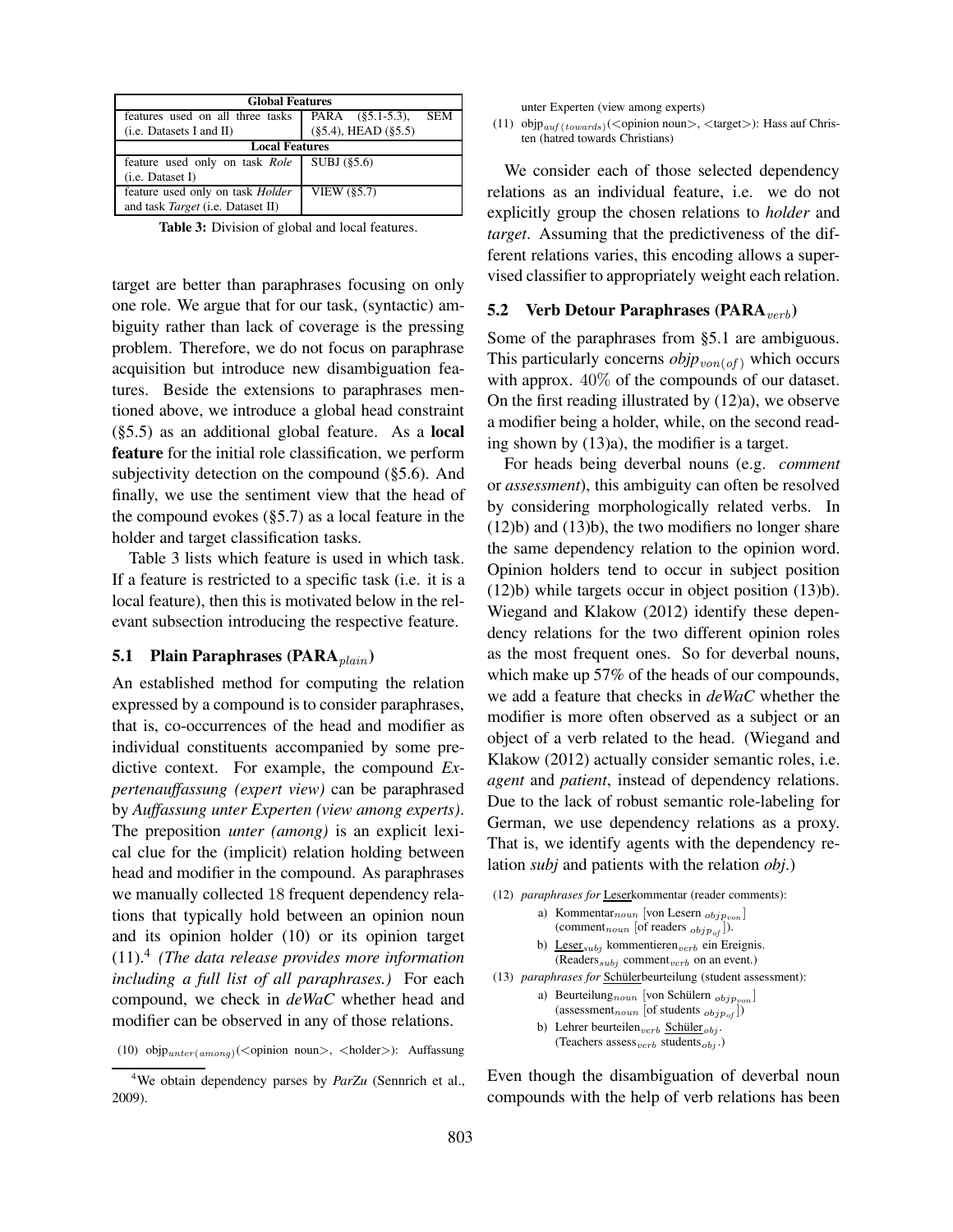| **Global Features** | |
|---|---|
| features used on all three tasks (i.e. Datasets I and II) | PARA (§5.1-5.3), SEM (§5.4), HEAD (§5.5) |
| **Local Features** | |
| feature used only on task *Role* (i.e. Dataset I) | SUBJ (§5.6) |
| feature used only on task *Holder* and task *Target* (i.e. Dataset II) | VIEW (§5.7) |

**Table 3:** Division of global and local features.

target are better than paraphrases focusing on only one role. We argue that for our task, (syntactic) ambiguity rather than lack of coverage is the pressing problem. Therefore, we do not focus on paraphrase acquisition but introduce new disambiguation features. Beside the extensions to paraphrases mentioned above, we introduce a global head constraint (§5.5) as an additional global feature. As a **local feature** for the initial role classification, we perform subjectivity detection on the compound (§5.6). And finally, we use the sentiment view that the head of the compound evokes (§5.7) as a local feature in the holder and target classification tasks.

Table 3 lists which feature is used in which task. If a feature is restricted to a specific task (i.e. it is a local feature), then this is motivated below in the relevant subsection introducing the respective feature.

### 5.1 Plain Paraphrases (PARA$_{plain}$)

An established method for computing the relation expressed by a compound is to consider paraphrases, that is, co-occurrences of the head and modifier as individual constituents accompanied by some predictive context. For example, the compound *Expertenauffassung (expert view)* can be paraphrased by *Auffassung unter Experten (view among experts)*. The preposition *unter (among)* is an explicit lexical clue for the (implicit) relation holding between head and modifier in the compound. As paraphrases we manually collected 18 frequent dependency relations that typically hold between an opinion noun and its opinion holder (10) or its opinion target (11).[4] *(The data release provides more information including a full list of all paraphrases.)* For each compound, we check in *deWaC* whether head and modifier can be observed in any of those relations.

(10) objp$_{unter(among)}$(<opinion noun>, <holder>): Auffassung unter Experten (view among experts)

(11) objp$_{auf(towards)}$(<opinion noun>, <target>): Hass auf Christen (hatred towards Christians)

[4] We obtain dependency parses by *ParZu* (Sennrich et al., 2009).

We consider each of those selected dependency relations as an individual feature, i.e. we do not explicitly group the chosen relations to *holder* and *target*. Assuming that the predictiveness of the different relations varies, this encoding allows a supervised classifier to appropriately weight each relation.

### 5.2 Verb Detour Paraphrases (PARA$_{verb}$)

Some of the paraphrases from §5.1 are ambiguous. This particularly concerns *objp*$_{von(of)}$ which occurs with approx. 40% of the compounds of our dataset. On the first reading illustrated by (12)a), we observe a modifier being a holder, while, on the second reading shown by (13)a), the modifier is a target.

For heads being deverbal nouns (e.g. *comment* or *assessment*), this ambiguity can often be resolved by considering morphologically related verbs. In (12)b) and (13)b), the two modifiers no longer share the same dependency relation to the opinion word. Opinion holders tend to occur in subject position (12)b) while targets occur in object position (13)b). Wiegand and Klakow (2012) identify these dependency relations for the two different opinion roles as the most frequent ones. So for deverbal nouns, which make up 57% of the heads of our compounds, we add a feature that checks in *deWaC* whether the modifier is more often observed as a subject or an object of a verb related to the head. (Wiegand and Klakow (2012) actually consider semantic roles, i.e. *agent* and *patient*, instead of dependency relations. Due to the lack of robust semantic role-labeling for German, we use dependency relations as a proxy. That is, we identify agents with the dependency relation *subj* and patients with the relation *obj*.)

(12) *paraphrases for* Leserkommentar (reader comments):
  a) Kommentar$_{noun}$ [von Lesern $_{objp_{von}}$] (comment$_{noun}$ [of readers $_{objp_{of}}$]).
  b) Leser$_{subj}$ kommentieren$_{verb}$ ein Ereignis. (Readers$_{subj}$ comment$_{verb}$ on an event.)

(13) *paraphrases for* Schülerbeurteilung (student assessment):
  a) Beurteilung$_{noun}$ [von Schülern $_{objp_{von}}$] (assessment$_{noun}$ [of students $_{objp_{of}}$])
  b) Lehrer beurteilen$_{verb}$ Schüler$_{obj}$. (Teachers assess$_{verb}$ students$_{obj}$.)

Even though the disambiguation of deverbal noun compounds with the help of verb relations has been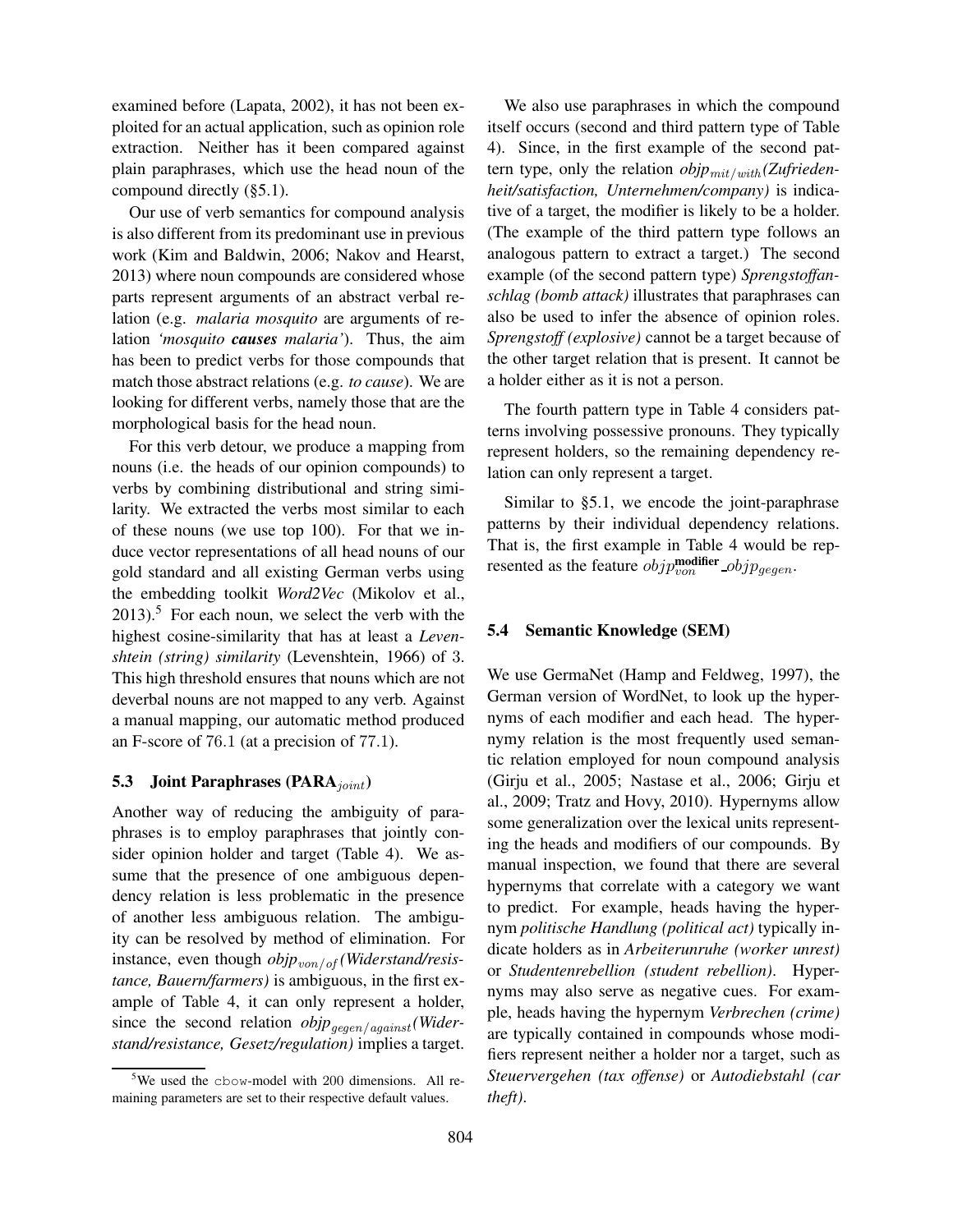examined before (Lapata, 2002), it has not been exploited for an actual application, such as opinion role extraction. Neither has it been compared against plain paraphrases, which use the head noun of the compound directly (§5.1).

Our use of verb semantics for compound analysis is also different from its predominant use in previous work (Kim and Baldwin, 2006; Nakov and Hearst, 2013) where noun compounds are considered whose parts represent arguments of an abstract verbal relation (e.g. *malaria mosquito* are arguments of relation *'mosquito **causes** malaria'*). Thus, the aim has been to predict verbs for those compounds that match those abstract relations (e.g. *to cause*). We are looking for different verbs, namely those that are the morphological basis for the head noun.

For this verb detour, we produce a mapping from nouns (i.e. the heads of our opinion compounds) to verbs by combining distributional and string similarity. We extracted the verbs most similar to each of these nouns (we use top 100). For that we induce vector representations of all head nouns of our gold standard and all existing German verbs using the embedding toolkit *Word2Vec* (Mikolov et al., 2013).[5] For each noun, we select the verb with the highest cosine-similarity that has at least a *Levenshtein (string) similarity* (Levenshtein, 1966) of 3. This high threshold ensures that nouns which are not deverbal nouns are not mapped to any verb. Against a manual mapping, our automatic method produced an F-score of 76.1 (at a precision of 77.1).

### 5.3 Joint Paraphrases (PARA$_{joint}$)

Another way of reducing the ambiguity of paraphrases is to employ paraphrases that jointly consider opinion holder and target (Table 4). We assume that the presence of one ambiguous dependency relation is less problematic in the presence of another less ambiguous relation. The ambiguity can be resolved by method of elimination. For instance, even though *objp*$_{von/of}$*(Widerstand/resistance, Bauern/farmers)* is ambiguous, in the first example of Table 4, it can only represent a holder, since the second relation *objp*$_{gegen/against}$*(Widerstand/resistance, Gesetz/regulation)* implies a target.

We also use paraphrases in which the compound itself occurs (second and third pattern type of Table 4). Since, in the first example of the second pattern type, only the relation *objp*$_{mit/with}$*(Zufriedenheit/satisfaction, Unternehmen/company)* is indicative of a target, the modifier is likely to be a holder. (The example of the third pattern type follows an analogous pattern to extract a target.) The second example (of the second pattern type) *Sprengstoffanschlag (bomb attack)* illustrates that paraphrases can also be used to infer the absence of opinion roles. *Sprengstoff (explosive)* cannot be a target because of the other target relation that is present. It cannot be a holder either as it is not a person.

The fourth pattern type in Table 4 considers patterns involving possessive pronouns. They typically represent holders, so the remaining dependency relation can only represent a target.

Similar to §5.1, we encode the joint-paraphrase patterns by their individual dependency relations. That is, the first example in Table 4 would be represented as the feature $objp_{von}^{\textbf{modifier}}\_objp_{gegen}$.

### 5.4 Semantic Knowledge (SEM)

We use GermaNet (Hamp and Feldweg, 1997), the German version of WordNet, to look up the hypernyms of each modifier and each head. The hypernymy relation is the most frequently used semantic relation employed for noun compound analysis (Girju et al., 2005; Nastase et al., 2006; Girju et al., 2009; Tratz and Hovy, 2010). Hypernyms allow some generalization over the lexical units representing the heads and modifiers of our compounds. By manual inspection, we found that there are several hypernyms that correlate with a category we want to predict. For example, heads having the hypernym *politische Handlung (political act)* typically indicate holders as in *Arbeiterunruhe (worker unrest)* or *Studentenrebellion (student rebellion)*. Hypernyms may also serve as negative cues. For example, heads having the hypernym *Verbrechen (crime)* are typically contained in compounds whose modifiers represent neither a holder nor a target, such as *Steuervergehen (tax offense)* or *Autodiebstahl (car theft)*.

[5] We used the cbow-model with 200 dimensions. All remaining parameters are set to their respective default values.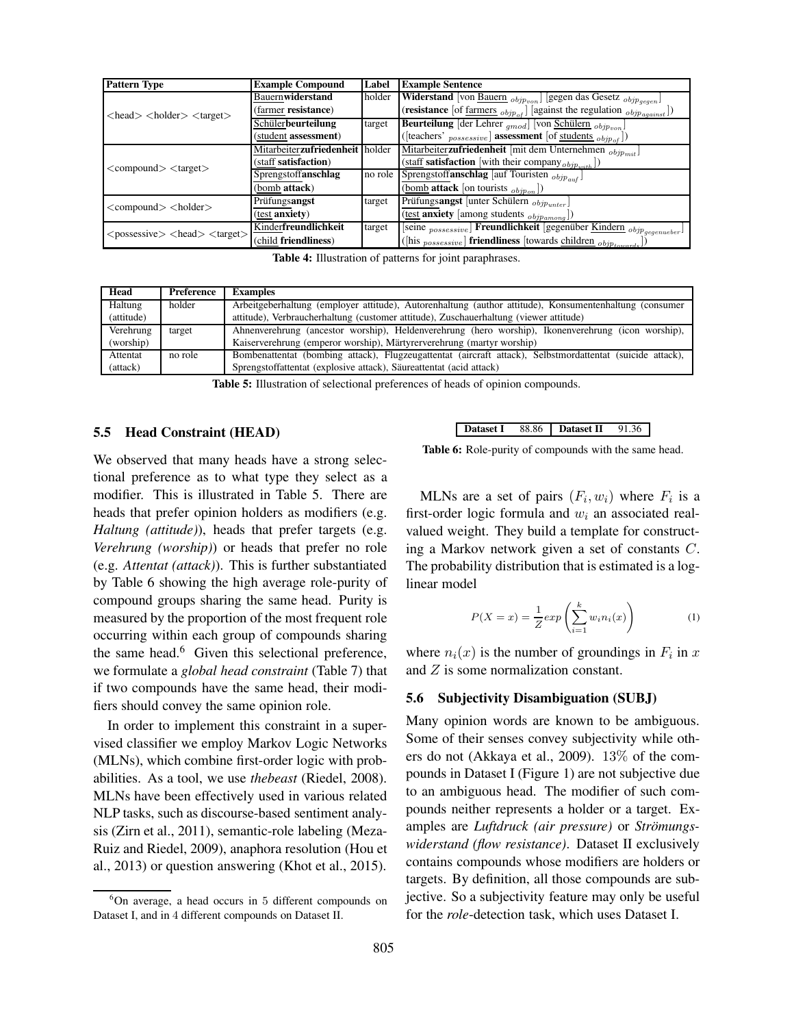| Pattern Type | Example Compound | Label | Example Sentence |
|---|---|---|---|
| <head> <holder> <target> | Bauern**widerstand** (farmer **resistance**) | holder | **Widerstand** [von Bauern $_{objp_{von}}$] [gegen das Gesetz $_{objp_{gegen}}$] (**resistance** [of farmers $_{objp_{of}}$] [against the regulation $_{objp_{against}}$]) |
| | Schüler**beurteilung** (student **assessment**) | target | **Beurteilung** [der Lehrer $_{gmod}$] [von Schülern $_{objp_{von}}$] ([teachers' $_{possessive}$] **assessment** [of students $_{objp_{of}}$]) |
| <compound> <target> | Mitarbeiter**zufriedenheit** (staff **satisfaction**) | holder | Mitarbeiter**zufriedenheit** [mit dem Unternehmen $_{objp_{mit}}$] (staff **satisfaction** [with their company $_{objp_{with}}$]) |
| | Sprengstoff**anschlag** (bomb **attack**) | no role | Sprengstoff**anschlag** [auf Touristen $_{objp_{auf}}$] (bomb **attack** [on tourists $_{objp_{on}}$]) |
| <compound> <holder> | Prüfungs**angst** (test **anxiety**) | target | Prüfungs**angst** [unter Schülern $_{objp_{unter}}$] (test **anxiety** [among students $_{objp_{among}}$]) |
| <possessive> <head> <target> | Kinder**freundlichkeit** (child **friendliness**) | target | [seine $_{possessive}$] **Freundlichkeit** [gegenüber Kindern $_{objp_{gegenueber}}$] ([his $_{possessive}$] **friendliness** [towards children $_{objp_{towards}}$]) |

**Table 4:** Illustration of patterns for joint paraphrases.

| Head | Preference | Examples |
|---|---|---|
| Haltung (attitude) | holder | Arbeitgeberhaltung (employer attitude), Autorenhaltung (author attitude), Konsumentenhaltung (consumer attitude), Verbraucherhaltung (customer attitude), Zuschauerhaltung (viewer attitude) |
| Verehrung (worship) | target | Ahnenverehrung (ancestor worship), Heldenverehrung (hero worship), Ikonenverehrung (icon worship), Kaiserverehrung (emperor worship), Märtyrerverehrung (martyr worship) |
| Attentat (attack) | no role | Bombenattentat (bombing attack), Flugzeugattentat (aircraft attack), Selbstmordattentat (suicide attack), Sprengstoffattentat (explosive attack), Säureattentat (acid attack) |

**Table 5:** Illustration of selectional preferences of heads of opinion compounds.

### 5.5 Head Constraint (HEAD)

We observed that many heads have a strong selectional preference as to what type they select as a modifier. This is illustrated in Table 5. There are heads that prefer opinion holders as modifiers (e.g. *Haltung (attitude)*), heads that prefer targets (e.g. *Verehrung (worship)*) or heads that prefer no role (e.g. *Attentat (attack)*). This is further substantiated by Table 6 showing the high average role-purity of compound groups sharing the same head. Purity is measured by the proportion of the most frequent role occurring within each group of compounds sharing the same head.[6] Given this selectional preference, we formulate a *global head constraint* (Table 7) that if two compounds have the same head, their modifiers should convey the same opinion role.

In order to implement this constraint in a supervised classifier we employ Markov Logic Networks (MLNs), which combine first-order logic with probabilities. As a tool, we use *thebeast* (Riedel, 2008). MLNs have been effectively used in various related NLP tasks, such as discourse-based sentiment analysis (Zirn et al., 2011), semantic-role labeling (Meza-Ruiz and Riedel, 2009), anaphora resolution (Hou et al., 2013) or question answering (Khot et al., 2015).

[6]On average, a head occurs in 5 different compounds on Dataset I, and in 4 different compounds on Dataset II.

| Dataset I | 88.86 | Dataset II | 91.36 |
|---|---|---|---|

**Table 6:** Role-purity of compounds with the same head.

MLNs are a set of pairs $(F_i, w_i)$ where $F_i$ is a first-order logic formula and $w_i$ an associated real-valued weight. They build a template for constructing a Markov network given a set of constants $C$. The probability distribution that is estimated is a log-linear model

$$P(X = x) = \frac{1}{Z} exp\left(\sum_{i=1}^{k} w_i n_i(x)\right) \quad (1)$$

where $n_i(x)$ is the number of groundings in $F_i$ in $x$ and $Z$ is some normalization constant.

### 5.6 Subjectivity Disambiguation (SUBJ)

Many opinion words are known to be ambiguous. Some of their senses convey subjectivity while others do not (Akkaya et al., 2009). 13% of the compounds in Dataset I (Figure 1) are not subjective due to an ambiguous head. The modifier of such compounds neither represents a holder or a target. Examples are *Luftdruck (air pressure)* or *Strömungswiderstand (flow resistance)*. Dataset II exclusively contains compounds whose modifiers are holders or targets. By definition, all those compounds are subjective. So a subjectivity feature may only be useful for the *role*-detection task, which uses Dataset I.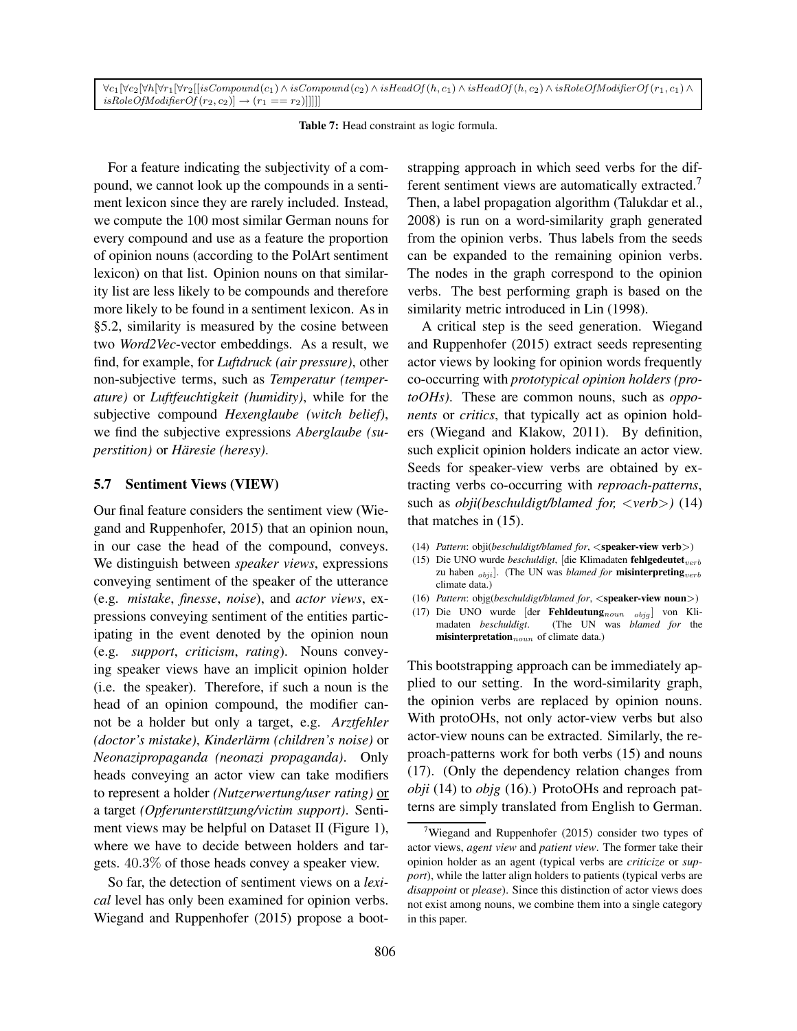$\forall c_1[\forall c_2[\forall h[\forall r_1[\forall r_2[[isCompound(c_1) \wedge isCompound(c_2) \wedge isHeadOf(h, c_1) \wedge isHeadOf(h, c_2) \wedge isRoleOfModifierOf(r_1, c_1) \wedge isRoleOfModifierOf(r_2, c_2)] \rightarrow (r_1 == r_2)]]]]]$

**Table 7:** Head constraint as logic formula.

For a feature indicating the subjectivity of a compound, we cannot look up the compounds in a sentiment lexicon since they are rarely included. Instead, we compute the 100 most similar German nouns for every compound and use as a feature the proportion of opinion nouns (according to the PolArt sentiment lexicon) on that list. Opinion nouns on that similarity list are less likely to be compounds and therefore more likely to be found in a sentiment lexicon. As in §5.2, similarity is measured by the cosine between two *Word2Vec*-vector embeddings. As a result, we find, for example, for *Luftdruck (air pressure)*, other non-subjective terms, such as *Temperatur (temperature)* or *Luftfeuchtigkeit (humidity)*, while for the subjective compound *Hexenglaube (witch belief)*, we find the subjective expressions *Aberglaube (superstition)* or *Häresie (heresy)*.

### 5.7 Sentiment Views (VIEW)

Our final feature considers the sentiment view (Wiegand and Ruppenhofer, 2015) that an opinion noun, in our case the head of the compound, conveys. We distinguish between *speaker views*, expressions conveying sentiment of the speaker of the utterance (e.g. *mistake*, *finesse*, *noise*), and *actor views*, expressions conveying sentiment of the entities participating in the event denoted by the opinion noun (e.g. *support*, *criticism*, *rating*). Nouns conveying speaker views have an implicit opinion holder (i.e. the speaker). Therefore, if such a noun is the head of an opinion compound, the modifier cannot be a holder but only a target, e.g. *Arztfehler (doctor's mistake)*, *Kinderlärm (children's noise)* or *Neonazipropaganda (neonazi propaganda)*. Only heads conveying an actor view can take modifiers to represent a holder *(Nutzerwertung/user rating)* or a target *(Opferunterstützung/victim support)*. Sentiment views may be helpful on Dataset II (Figure 1), where we have to decide between holders and targets. 40.3% of those heads convey a speaker view.

So far, the detection of sentiment views on a *lexical* level has only been examined for opinion verbs. Wiegand and Ruppenhofer (2015) propose a bootstrapping approach in which seed verbs for the different sentiment views are automatically extracted.[7] Then, a label propagation algorithm (Talukdar et al., 2008) is run on a word-similarity graph generated from the opinion verbs. Thus labels from the seeds can be expanded to the remaining opinion verbs. The nodes in the graph correspond to the opinion verbs. The best performing graph is based on the similarity metric introduced in Lin (1998).

A critical step is the seed generation. Wiegand and Ruppenhofer (2015) extract seeds representing actor views by looking for opinion words frequently co-occurring with *prototypical opinion holders (protoOHs)*. These are common nouns, such as *opponents* or *critics*, that typically act as opinion holders (Wiegand and Klakow, 2011). By definition, such explicit opinion holders indicate an actor view. Seeds for speaker-view verbs are obtained by extracting verbs co-occurring with *reproach-patterns*, such as *obji(beschuldigt/blamed for, <verb>)* (14) that matches in (15).

(14) *Pattern*: obji(*beschuldigt/blamed for*, <**speaker-view verb**>)

(15) Die UNO wurde *beschuldigt*, [die Klimadaten **fehlgedeutet**$_{verb}$ zu haben $_{obji}$]. (The UN was *blamed for* **misinterpreting**$_{verb}$ climate data.)

(16) *Pattern*: objg(*beschuldigt/blamed for*, <**speaker-view noun**>)

(17) Die UNO wurde [der **Fehldeutung**$_{noun}$ $_{objg}$] von Klimadaten *beschuldigt*. (The UN was *blamed for* the **misinterpretation**$_{noun}$ of climate data.)

This bootstrapping approach can be immediately applied to our setting. In the word-similarity graph, the opinion verbs are replaced by opinion nouns. With protoOHs, not only actor-view verbs but also actor-view nouns can be extracted. Similarly, the reproach-patterns work for both verbs (15) and nouns (17). (Only the dependency relation changes from *obji* (14) to *objg* (16).) ProtoOHs and reproach patterns are simply translated from English to German.

[7] Wiegand and Ruppenhofer (2015) consider two types of actor views, *agent view* and *patient view*. The former take their opinion holder as an agent (typical verbs are *criticize* or *support*), while the latter align holders to patients (typical verbs are *disappoint* or *please*). Since this distinction of actor views does not exist among nouns, we combine them into a single category in this paper.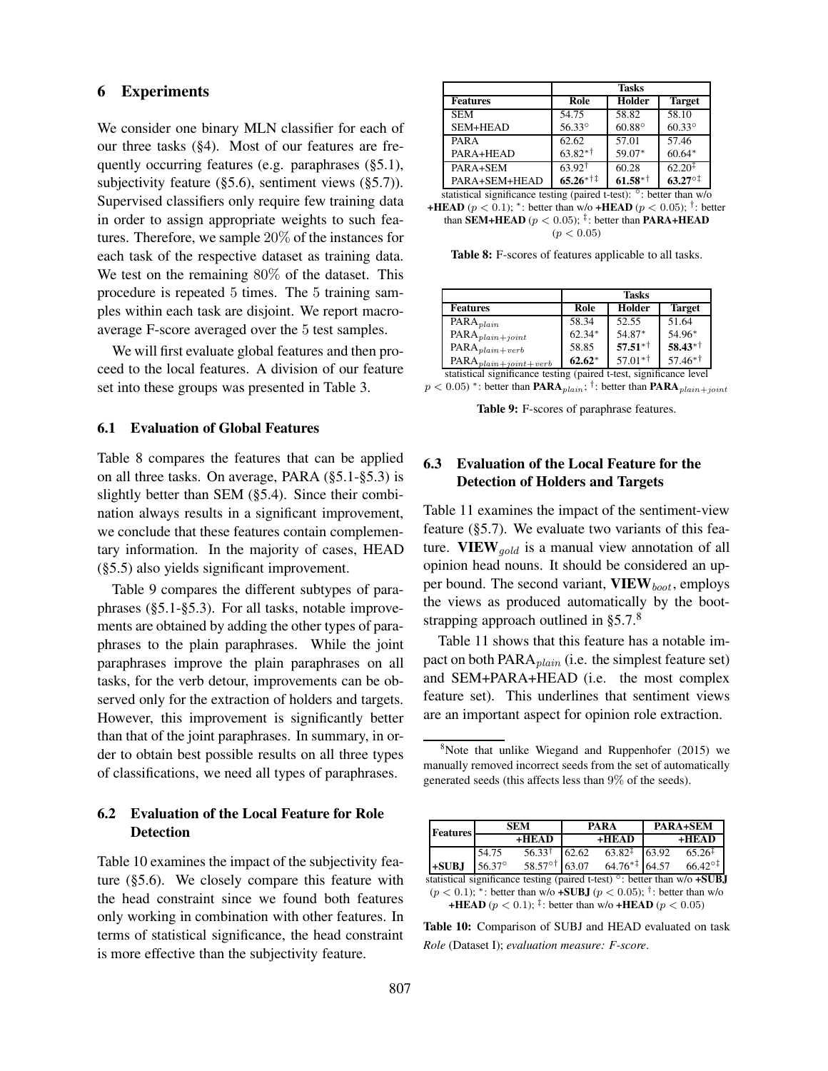## 6 Experiments

We consider one binary MLN classifier for each of our three tasks (§4). Most of our features are frequently occurring features (e.g. paraphrases (§5.1), subjectivity feature (§5.6), sentiment views (§5.7)). Supervised classifiers only require few training data in order to assign appropriate weights to such features. Therefore, we sample 20% of the instances for each task of the respective dataset as training data. We test on the remaining 80% of the dataset. This procedure is repeated 5 times. The 5 training samples within each task are disjoint. We report macro-average F-score averaged over the 5 test samples.

We will first evaluate global features and then proceed to the local features. A division of our feature set into these groups was presented in Table 3.

### 6.1 Evaluation of Global Features

Table 8 compares the features that can be applied on all three tasks. On average, PARA (§5.1-§5.3) is slightly better than SEM (§5.4). Since their combination always results in a significant improvement, we conclude that these features contain complementary information. In the majority of cases, HEAD (§5.5) also yields significant improvement.

Table 9 compares the different subtypes of paraphrases (§5.1-§5.3). For all tasks, notable improvements are obtained by adding the other types of paraphrases to the plain paraphrases. While the joint paraphrases improve the plain paraphrases on all tasks, for the verb detour, improvements can be observed only for the extraction of holders and targets. However, this improvement is significantly better than that of the joint paraphrases. In summary, in order to obtain best possible results on all three types of classifications, we need all types of paraphrases.

| | Tasks | | |
|---|---|---|---|
| **Features** | **Role** | **Holder** | **Target** |
| SEM | 54.75 | 58.82 | 58.10 |
| SEM+HEAD | $56.33^{\circ}$ | $60.88^{\circ}$ | $60.33^{\circ}$ |
| PARA | 62.62 | 57.01 | 57.46 |
| PARA+HEAD | $63.82^{*\dagger}$ | $59.07^{*}$ | $60.64^{*}$ |
| PARA+SEM | $63.92^{\dagger}$ | 60.28 | $62.20^{\ddagger}$ |
| PARA+SEM+HEAD | $\mathbf{65.26}^{*\dagger\ddagger}$ | $\mathbf{61.58}^{*\dagger}$ | $\mathbf{63.27}^{\circ\ddagger}$ |

statistical significance testing (paired t-test): $^{\circ}$: better than w/o **+HEAD** ($p < 0.1$); $^{*}$: better than w/o **+HEAD** ($p < 0.05$); $^{\dagger}$: better than **SEM+HEAD** ($p < 0.05$); $^{\ddagger}$: better than **PARA+HEAD** ($p < 0.05$)

**Table 8:** F-scores of features applicable to all tasks.

| | Tasks | | |
|---|---|---|---|
| **Features** | **Role** | **Holder** | **Target** |
| $\text{PARA}_{plain}$ | 58.34 | 52.55 | 51.64 |
| $\text{PARA}_{plain+joint}$ | $62.34^{*}$ | $54.87^{*}$ | $54.96^{*}$ |
| $\text{PARA}_{plain+verb}$ | 58.85 | $\mathbf{57.51}^{*\dagger}$ | $\mathbf{58.43}^{*\dagger}$ |
| $\text{PARA}_{plain+joint+verb}$ | $\mathbf{62.62}^{*}$ | $57.01^{*\dagger}$ | $57.46^{*\dagger}$ |

statistical significance testing (paired t-test, significance level $p < 0.05$) $^{*}$: better than $\textbf{PARA}_{plain}$; $^{\dagger}$: better than $\textbf{PARA}_{plain+joint}$

**Table 9:** F-scores of paraphrase features.

### 6.2 Evaluation of the Local Feature for Role Detection

Table 10 examines the impact of the subjectivity feature (§5.6). We closely compare this feature with the head constraint since we found both features only working in combination with other features. In terms of statistical significance, the head constraint is more effective than the subjectivity feature.

### 6.3 Evaluation of the Local Feature for the Detection of Holders and Targets

Table 11 examines the impact of the sentiment-view feature (§5.7). We evaluate two variants of this feature. $\textbf{VIEW}_{gold}$ is a manual view annotation of all opinion head nouns. It should be considered an upper bound. The second variant, $\textbf{VIEW}_{boot}$, employs the views as produced automatically by the bootstrapping approach outlined in §5.7.[8]

Table 11 shows that this feature has a notable impact on both $\text{PARA}_{plain}$ (i.e. the simplest feature set) and SEM+PARA+HEAD (i.e. the most complex feature set). This underlines that sentiment views are an important aspect for opinion role extraction.

[8] Note that unlike Wiegand and Ruppenhofer (2015) we manually removed incorrect seeds from the set of automatically generated seeds (this affects less than 9% of the seeds).

| Features | SEM | | PARA | | PARA+SEM | |
|---|---|---|---|---|---|---|
| | | **+HEAD** | | **+HEAD** | | **+HEAD** |
| | 54.75 | $56.33^{\dagger}$ | 62.62 | $63.82^{\ddagger}$ | 63.92 | $65.26^{\ddagger}$ |
| **+SUBJ** | $56.37^{\circ}$ | $58.57^{\circ\dagger}$ | 63.07 | $64.76^{*\ddagger}$ | 64.57 | $66.42^{\circ\ddagger}$ |

statistical significance testing (paired t-test) $^{\circ}$: better than w/o **+SUBJ** ($p < 0.1$); $^{*}$: better than w/o **+SUBJ** ($p < 0.05$); $^{\dagger}$: better than w/o **+HEAD** ($p < 0.1$); $^{\ddagger}$: better than w/o **+HEAD** ($p < 0.05$)

**Table 10:** Comparison of SUBJ and HEAD evaluated on task *Role* (Dataset I); *evaluation measure: F-score*.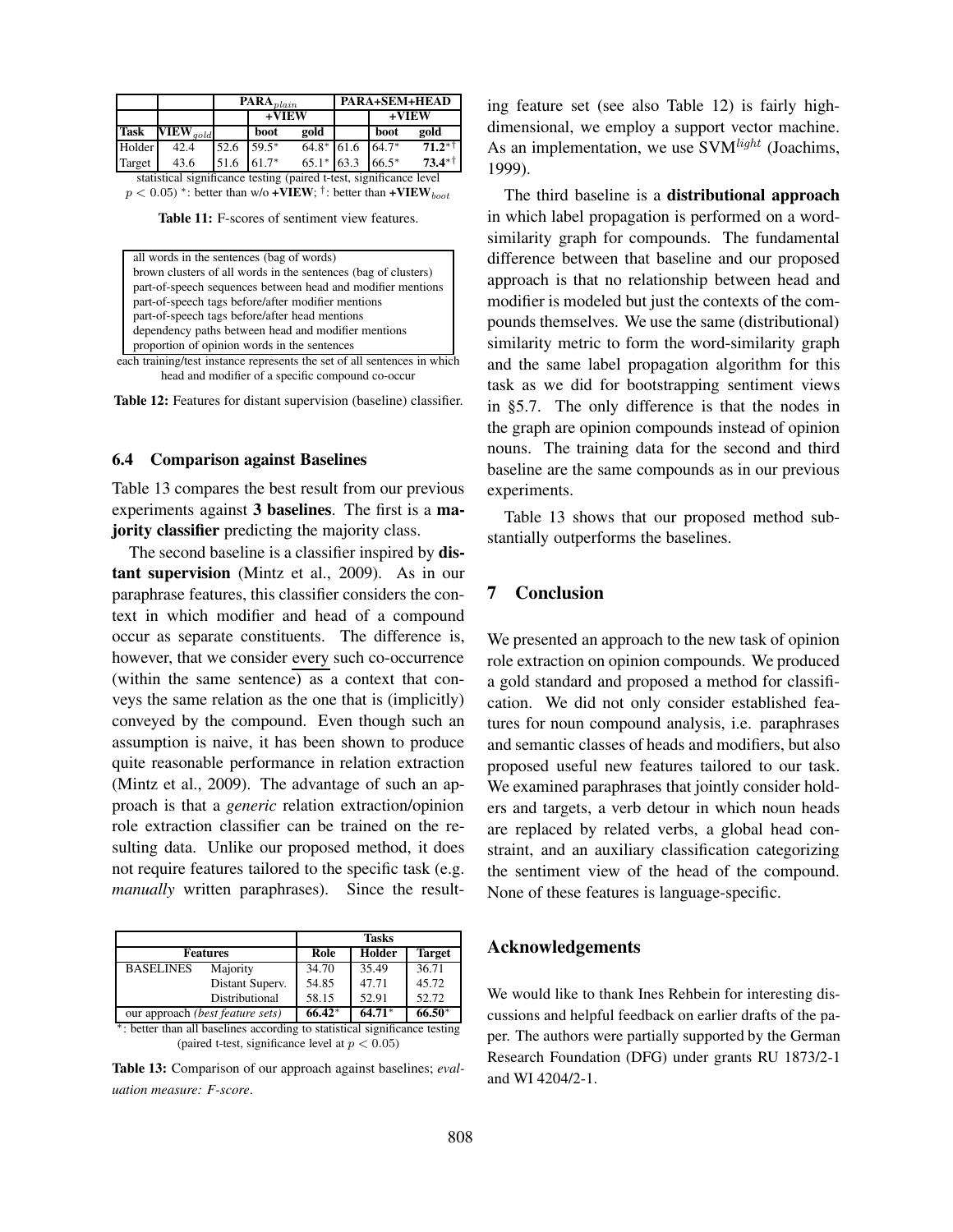| | | $\textbf{PARA}_{plain}$ | | | PARA+SEM+HEAD | | |
|---|---|---|---|---|---|---|---|
| | | | **+VIEW** | | | **+VIEW** | |
| **Task** | $\textbf{VIEW}_{gold}$ | | **boot** | **gold** | | **boot** | **gold** |
| Holder | 42.4 | 52.6 | 59.5* | 64.8* | 61.6 | 64.7* | **71.2***† |
| Target | 43.6 | 51.6 | 61.7* | 65.1* | 63.3 | 66.5* | **73.4***† |

statistical significance testing (paired t-test, significance level $p < 0.05$) *: better than w/o **+VIEW**; †: better than $\textbf{+VIEW}_{boot}$

**Table 11:** F-scores of sentiment view features.

| |
|---|
| all words in the sentences (bag of words) |
| brown clusters of all words in the sentences (bag of clusters) |
| part-of-speech sequences between head and modifier mentions |
| part-of-speech tags before/after modifier mentions |
| part-of-speech tags before/after head mentions |
| dependency paths between head and modifier mentions |
| proportion of opinion words in the sentences |

each training/test instance represents the set of all sentences in which head and modifier of a specific compound co-occur

**Table 12:** Features for distant supervision (baseline) classifier.

### 6.4 Comparison against Baselines

Table 13 compares the best result from our previous experiments against **3 baselines**. The first is a **majority classifier** predicting the majority class.

The second baseline is a classifier inspired by **distant supervision** (Mintz et al., 2009). As in our paraphrase features, this classifier considers the context in which modifier and head of a compound occur as separate constituents. The difference is, however, that we consider every such co-occurrence (within the same sentence) as a context that conveys the same relation as the one that is (implicitly) conveyed by the compound. Even though such an assumption is naive, it has been shown to produce quite reasonable performance in relation extraction (Mintz et al., 2009). The advantage of such an approach is that a *generic* relation extraction/opinion role extraction classifier can be trained on the resulting data. Unlike our proposed method, it does not require features tailored to the specific task (e.g. *manually* written paraphrases). Since the resulting feature set (see also Table 12) is fairly high-dimensional, we employ a support vector machine. As an implementation, we use SVM$^{light}$ (Joachims, 1999).

| Features | | Tasks: Role | Holder | Target |
|---|---|---|---|---|
| BASELINES | Majority | 34.70 | 35.49 | 36.71 |
| | Distant Superv. | 54.85 | 47.71 | 45.72 |
| | Distributional | 58.15 | 52.91 | 52.72 |
| our approach *(best feature sets)* | | **66.42*** | **64.71*** | **66.50*** |

*: better than all baselines according to statistical significance testing (paired t-test, significance level at $p < 0.05$)

**Table 13:** Comparison of our approach against baselines; *evaluation measure: F-score*.

The third baseline is a **distributional approach** in which label propagation is performed on a word-similarity graph for compounds. The fundamental difference between that baseline and our proposed approach is that no relationship between head and modifier is modeled but just the contexts of the compounds themselves. We use the same (distributional) similarity metric to form the word-similarity graph and the same label propagation algorithm for this task as we did for bootstrapping sentiment views in §5.7. The only difference is that the nodes in the graph are opinion compounds instead of opinion nouns. The training data for the second and third baseline are the same compounds as in our previous experiments.

Table 13 shows that our proposed method substantially outperforms the baselines.

## 7 Conclusion

We presented an approach to the new task of opinion role extraction on opinion compounds. We produced a gold standard and proposed a method for classification. We did not only consider established features for noun compound analysis, i.e. paraphrases and semantic classes of heads and modifiers, but also proposed useful new features tailored to our task. We examined paraphrases that jointly consider holders and targets, a verb detour in which noun heads are replaced by related verbs, a global head constraint, and an auxiliary classification categorizing the sentiment view of the head of the compound. None of these features is language-specific.

## Acknowledgements

We would like to thank Ines Rehbein for interesting discussions and helpful feedback on earlier drafts of the paper. The authors were partially supported by the German Research Foundation (DFG) under grants RU 1873/2-1 and WI 4204/2-1.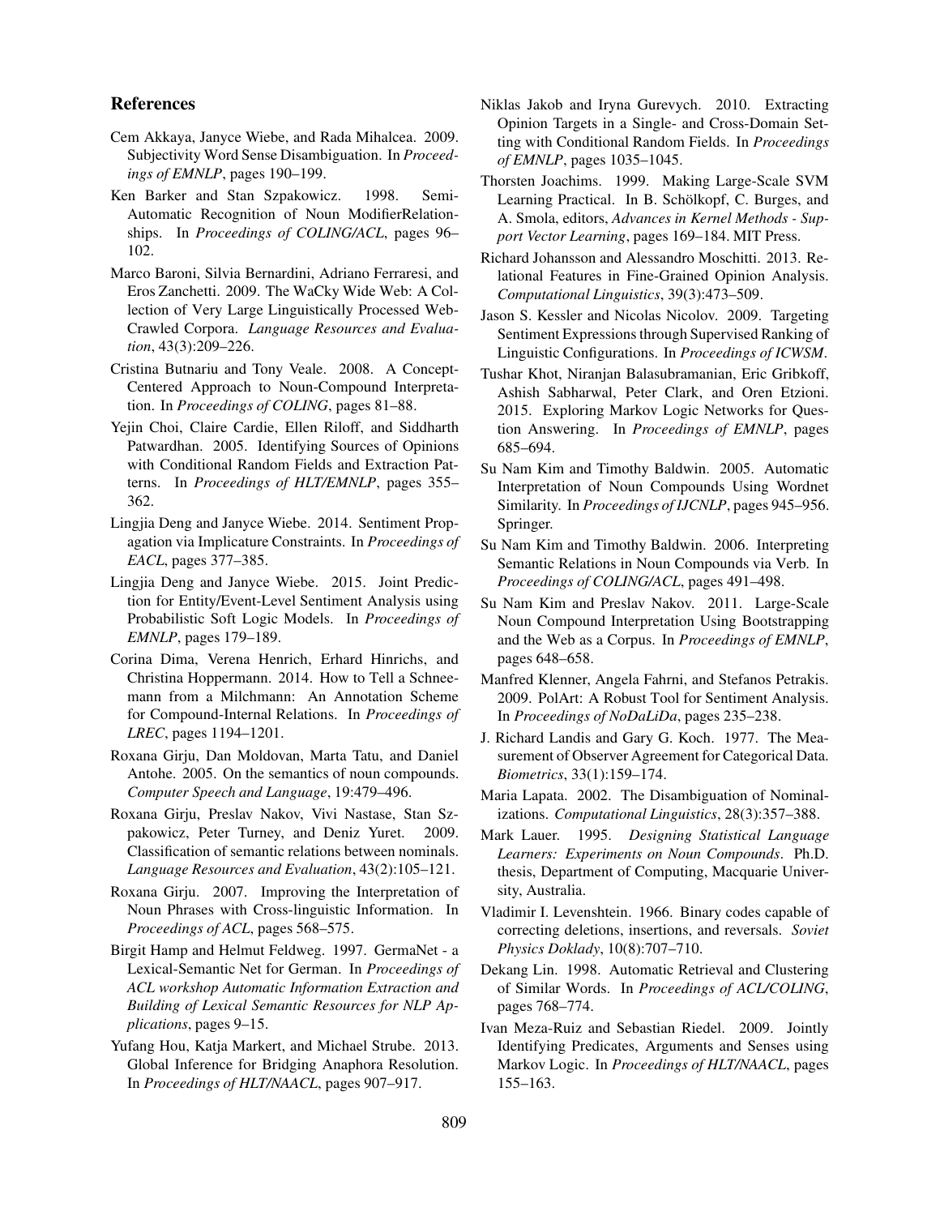## References

Cem Akkaya, Janyce Wiebe, and Rada Mihalcea. 2009. Subjectivity Word Sense Disambiguation. In *Proceedings of EMNLP*, pages 190–199.

Ken Barker and Stan Szpakowicz. 1998. Semi-Automatic Recognition of Noun ModifierRelationships. In *Proceedings of COLING/ACL*, pages 96–102.

Marco Baroni, Silvia Bernardini, Adriano Ferraresi, and Eros Zanchetti. 2009. The WaCky Wide Web: A Collection of Very Large Linguistically Processed Web-Crawled Corpora. *Language Resources and Evaluation*, 43(3):209–226.

Cristina Butnariu and Tony Veale. 2008. A Concept-Centered Approach to Noun-Compound Interpretation. In *Proceedings of COLING*, pages 81–88.

Yejin Choi, Claire Cardie, Ellen Riloff, and Siddharth Patwardhan. 2005. Identifying Sources of Opinions with Conditional Random Fields and Extraction Patterns. In *Proceedings of HLT/EMNLP*, pages 355–362.

Lingjia Deng and Janyce Wiebe. 2014. Sentiment Propagation via Implicature Constraints. In *Proceedings of EACL*, pages 377–385.

Lingjia Deng and Janyce Wiebe. 2015. Joint Prediction for Entity/Event-Level Sentiment Analysis using Probabilistic Soft Logic Models. In *Proceedings of EMNLP*, pages 179–189.

Corina Dima, Verena Henrich, Erhard Hinrichs, and Christina Hoppermann. 2014. How to Tell a Schneemann from a Milchmann: An Annotation Scheme for Compound-Internal Relations. In *Proceedings of LREC*, pages 1194–1201.

Roxana Girju, Dan Moldovan, Marta Tatu, and Daniel Antohe. 2005. On the semantics of noun compounds. *Computer Speech and Language*, 19:479–496.

Roxana Girju, Preslav Nakov, Vivi Nastase, Stan Szpakowicz, Peter Turney, and Deniz Yuret. 2009. Classification of semantic relations between nominals. *Language Resources and Evaluation*, 43(2):105–121.

Roxana Girju. 2007. Improving the Interpretation of Noun Phrases with Cross-linguistic Information. In *Proceedings of ACL*, pages 568–575.

Birgit Hamp and Helmut Feldweg. 1997. GermaNet - a Lexical-Semantic Net for German. In *Proceedings of ACL workshop Automatic Information Extraction and Building of Lexical Semantic Resources for NLP Applications*, pages 9–15.

Yufang Hou, Katja Markert, and Michael Strube. 2013. Global Inference for Bridging Anaphora Resolution. In *Proceedings of HLT/NAACL*, pages 907–917.

Niklas Jakob and Iryna Gurevych. 2010. Extracting Opinion Targets in a Single- and Cross-Domain Setting with Conditional Random Fields. In *Proceedings of EMNLP*, pages 1035–1045.

Thorsten Joachims. 1999. Making Large-Scale SVM Learning Practical. In B. Schölkopf, C. Burges, and A. Smola, editors, *Advances in Kernel Methods - Support Vector Learning*, pages 169–184. MIT Press.

Richard Johansson and Alessandro Moschitti. 2013. Relational Features in Fine-Grained Opinion Analysis. *Computational Linguistics*, 39(3):473–509.

Jason S. Kessler and Nicolas Nicolov. 2009. Targeting Sentiment Expressions through Supervised Ranking of Linguistic Configurations. In *Proceedings of ICWSM*.

Tushar Khot, Niranjan Balasubramanian, Eric Gribkoff, Ashish Sabharwal, Peter Clark, and Oren Etzioni. 2015. Exploring Markov Logic Networks for Question Answering. In *Proceedings of EMNLP*, pages 685–694.

Su Nam Kim and Timothy Baldwin. 2005. Automatic Interpretation of Noun Compounds Using Wordnet Similarity. In *Proceedings of IJCNLP*, pages 945–956. Springer.

Su Nam Kim and Timothy Baldwin. 2006. Interpreting Semantic Relations in Noun Compounds via Verb. In *Proceedings of COLING/ACL*, pages 491–498.

Su Nam Kim and Preslav Nakov. 2011. Large-Scale Noun Compound Interpretation Using Bootstrapping and the Web as a Corpus. In *Proceedings of EMNLP*, pages 648–658.

Manfred Klenner, Angela Fahrni, and Stefanos Petrakis. 2009. PolArt: A Robust Tool for Sentiment Analysis. In *Proceedings of NoDaLiDa*, pages 235–238.

J. Richard Landis and Gary G. Koch. 1977. The Measurement of Observer Agreement for Categorical Data. *Biometrics*, 33(1):159–174.

Maria Lapata. 2002. The Disambiguation of Nominalizations. *Computational Linguistics*, 28(3):357–388.

Mark Lauer. 1995. *Designing Statistical Language Learners: Experiments on Noun Compounds*. Ph.D. thesis, Department of Computing, Macquarie University, Australia.

Vladimir I. Levenshtein. 1966. Binary codes capable of correcting deletions, insertions, and reversals. *Soviet Physics Doklady*, 10(8):707–710.

Dekang Lin. 1998. Automatic Retrieval and Clustering of Similar Words. In *Proceedings of ACL/COLING*, pages 768–774.

Ivan Meza-Ruiz and Sebastian Riedel. 2009. Jointly Identifying Predicates, Arguments and Senses using Markov Logic. In *Proceedings of HLT/NAACL*, pages 155–163.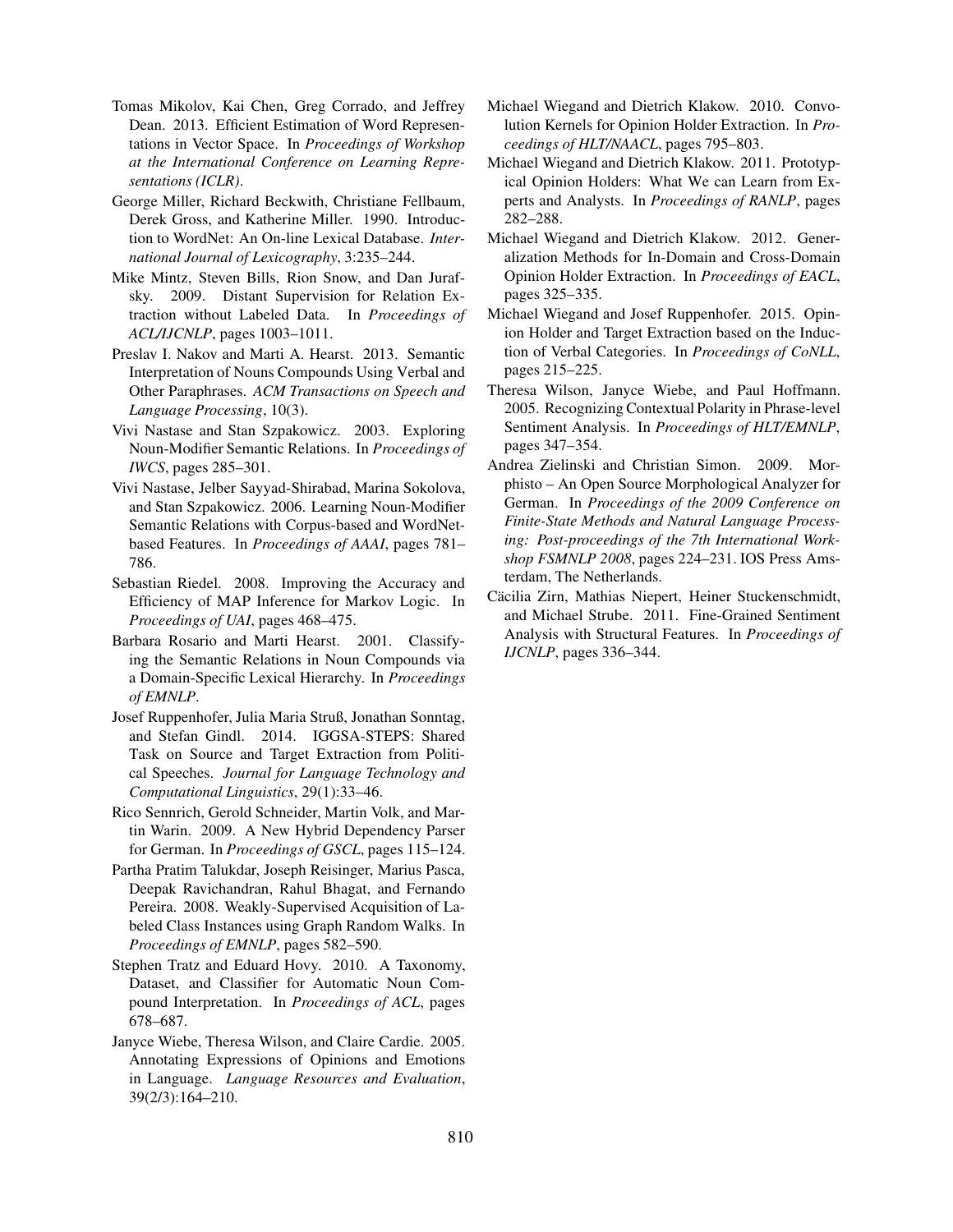Tomas Mikolov, Kai Chen, Greg Corrado, and Jeffrey Dean. 2013. Efficient Estimation of Word Representations in Vector Space. In *Proceedings of Workshop at the International Conference on Learning Representations (ICLR)*.

George Miller, Richard Beckwith, Christiane Fellbaum, Derek Gross, and Katherine Miller. 1990. Introduction to WordNet: An On-line Lexical Database. *International Journal of Lexicography*, 3:235–244.

Mike Mintz, Steven Bills, Rion Snow, and Dan Jurafsky. 2009. Distant Supervision for Relation Extraction without Labeled Data. In *Proceedings of ACL/IJCNLP*, pages 1003–1011.

Preslav I. Nakov and Marti A. Hearst. 2013. Semantic Interpretation of Nouns Compounds Using Verbal and Other Paraphrases. *ACM Transactions on Speech and Language Processing*, 10(3).

Vivi Nastase and Stan Szpakowicz. 2003. Exploring Noun-Modifier Semantic Relations. In *Proceedings of IWCS*, pages 285–301.

Vivi Nastase, Jelber Sayyad-Shirabad, Marina Sokolova, and Stan Szpakowicz. 2006. Learning Noun-Modifier Semantic Relations with Corpus-based and WordNet-based Features. In *Proceedings of AAAI*, pages 781–786.

Sebastian Riedel. 2008. Improving the Accuracy and Efficiency of MAP Inference for Markov Logic. In *Proceedings of UAI*, pages 468–475.

Barbara Rosario and Marti Hearst. 2001. Classifying the Semantic Relations in Noun Compounds via a Domain-Specific Lexical Hierarchy. In *Proceedings of EMNLP*.

Josef Ruppenhofer, Julia Maria Struß, Jonathan Sonntag, and Stefan Gindl. 2014. IGGSA-STEPS: Shared Task on Source and Target Extraction from Political Speeches. *Journal for Language Technology and Computational Linguistics*, 29(1):33–46.

Rico Sennrich, Gerold Schneider, Martin Volk, and Martin Warin. 2009. A New Hybrid Dependency Parser for German. In *Proceedings of GSCL*, pages 115–124.

Partha Pratim Talukdar, Joseph Reisinger, Marius Pasca, Deepak Ravichandran, Rahul Bhagat, and Fernando Pereira. 2008. Weakly-Supervised Acquisition of Labeled Class Instances using Graph Random Walks. In *Proceedings of EMNLP*, pages 582–590.

Stephen Tratz and Eduard Hovy. 2010. A Taxonomy, Dataset, and Classifier for Automatic Noun Compound Interpretation. In *Proceedings of ACL*, pages 678–687.

Janyce Wiebe, Theresa Wilson, and Claire Cardie. 2005. Annotating Expressions of Opinions and Emotions in Language. *Language Resources and Evaluation*, 39(2/3):164–210.

Michael Wiegand and Dietrich Klakow. 2010. Convolution Kernels for Opinion Holder Extraction. In *Proceedings of HLT/NAACL*, pages 795–803.

Michael Wiegand and Dietrich Klakow. 2011. Prototypical Opinion Holders: What We can Learn from Experts and Analysts. In *Proceedings of RANLP*, pages 282–288.

Michael Wiegand and Dietrich Klakow. 2012. Generalization Methods for In-Domain and Cross-Domain Opinion Holder Extraction. In *Proceedings of EACL*, pages 325–335.

Michael Wiegand and Josef Ruppenhofer. 2015. Opinion Holder and Target Extraction based on the Induction of Verbal Categories. In *Proceedings of CoNLL*, pages 215–225.

Theresa Wilson, Janyce Wiebe, and Paul Hoffmann. 2005. Recognizing Contextual Polarity in Phrase-level Sentiment Analysis. In *Proceedings of HLT/EMNLP*, pages 347–354.

Andrea Zielinski and Christian Simon. 2009. Morphisto – An Open Source Morphological Analyzer for German. In *Proceedings of the 2009 Conference on Finite-State Methods and Natural Language Processing: Post-proceedings of the 7th International Workshop FSMNLP 2008*, pages 224–231. IOS Press Amsterdam, The Netherlands.

Cäcilia Zirn, Mathias Niepert, Heiner Stuckenschmidt, and Michael Strube. 2011. Fine-Grained Sentiment Analysis with Structural Features. In *Proceedings of IJCNLP*, pages 336–344.